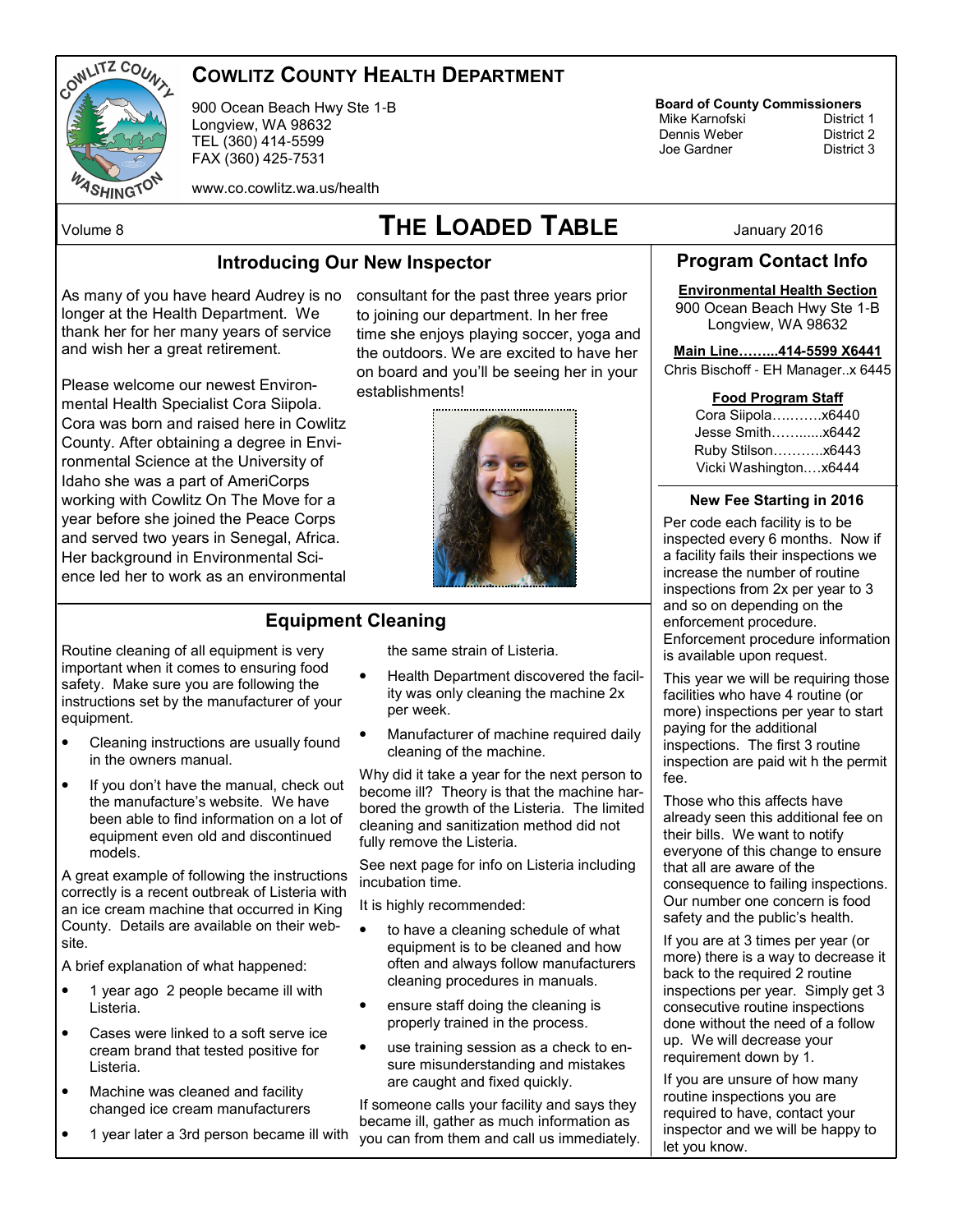# Cowlitz County Health Department

900 Ocean Beach Hwy Ste 1-B
Longview, WA 98632
TEL (360) 414-5599
FAX (360) 425-7531

www.co.cowlitz.wa.us/health

**Board of County Commissioners**

| | |
|---|---|
| Mike Karnofski | District 1 |
| Dennis Weber | District 2 |
| Joe Gardner | District 3 |

Volume 8

# The Loaded Table

January 2016

## Introducing Our New Inspector

As many of you have heard Audrey is no longer at the Health Department. We thank her for her many years of service and wish her a great retirement.

Please welcome our newest Environmental Health Specialist Cora Siipola. Cora was born and raised here in Cowlitz County. After obtaining a degree in Environmental Science at the University of Idaho she was a part of AmeriCorps working with Cowlitz On The Move for a year before she joined the Peace Corps and served two years in Senegal, Africa. Her background in Environmental Science led her to work as an environmental consultant for the past three years prior to joining our department. In her free time she enjoys playing soccer, yoga and the outdoors. We are excited to have her on board and you'll be seeing her in your establishments!

## Equipment Cleaning

Routine cleaning of all equipment is very important when it comes to ensuring food safety. Make sure you are following the instructions set by the manufacturer of your equipment.

- Cleaning instructions are usually found in the owners manual.
- If you don't have the manual, check out the manufacture's website. We have been able to find information on a lot of equipment even old and discontinued models.

A great example of following the instructions correctly is a recent outbreak of Listeria with an ice cream machine that occurred in King County. Details are available on their website.

A brief explanation of what happened:

- 1 year ago 2 people became ill with Listeria.
- Cases were linked to a soft serve ice cream brand that tested positive for Listeria.
- Machine was cleaned and facility changed ice cream manufacturers
- 1 year later a 3rd person became ill with the same strain of Listeria.
- Health Department discovered the facility was only cleaning the machine 2x per week.
- Manufacturer of machine required daily cleaning of the machine.

Why did it take a year for the next person to become ill? Theory is that the machine harbored the growth of the Listeria. The limited cleaning and sanitization method did not fully remove the Listeria.

See next page for info on Listeria including incubation time.

It is highly recommended:

- to have a cleaning schedule of what equipment is to be cleaned and how often and always follow manufacturers cleaning procedures in manuals.
- ensure staff doing the cleaning is properly trained in the process.
- use training session as a check to ensure misunderstanding and mistakes are caught and fixed quickly.

If someone calls your facility and says they became ill, gather as much information as you can from them and call us immediately.

## Program Contact Info

**Environmental Health Section**
900 Ocean Beach Hwy Ste 1-B
Longview, WA 98632

**Main Line……...414-5599 X6441**
Chris Bischoff - EH Manager..x 6445

**Food Program Staff**
Cora Siipola….……..x6440
Jesse Smith……......x6442
Ruby Stilson………..x6443
Vicki Washington….x6444

### New Fee Starting in 2016

Per code each facility is to be inspected every 6 months. Now if a facility fails their inspections we increase the number of routine inspections from 2x per year to 3 and so on depending on the enforcement procedure. Enforcement procedure information is available upon request.

This year we will be requiring those facilities who have 4 routine (or more) inspections per year to start paying for the additional inspections. The first 3 routine inspection are paid wit h the permit fee.

Those who this affects have already seen this additional fee on their bills. We want to notify everyone of this change to ensure that all are aware of the consequence to failing inspections. Our number one concern is food safety and the public's health.

If you are at 3 times per year (or more) there is a way to decrease it back to the required 2 routine inspections per year. Simply get 3 consecutive routine inspections done without the need of a follow up. We will decrease your requirement down by 1.

If you are unsure of how many routine inspections you are required to have, contact your inspector and we will be happy to let you know.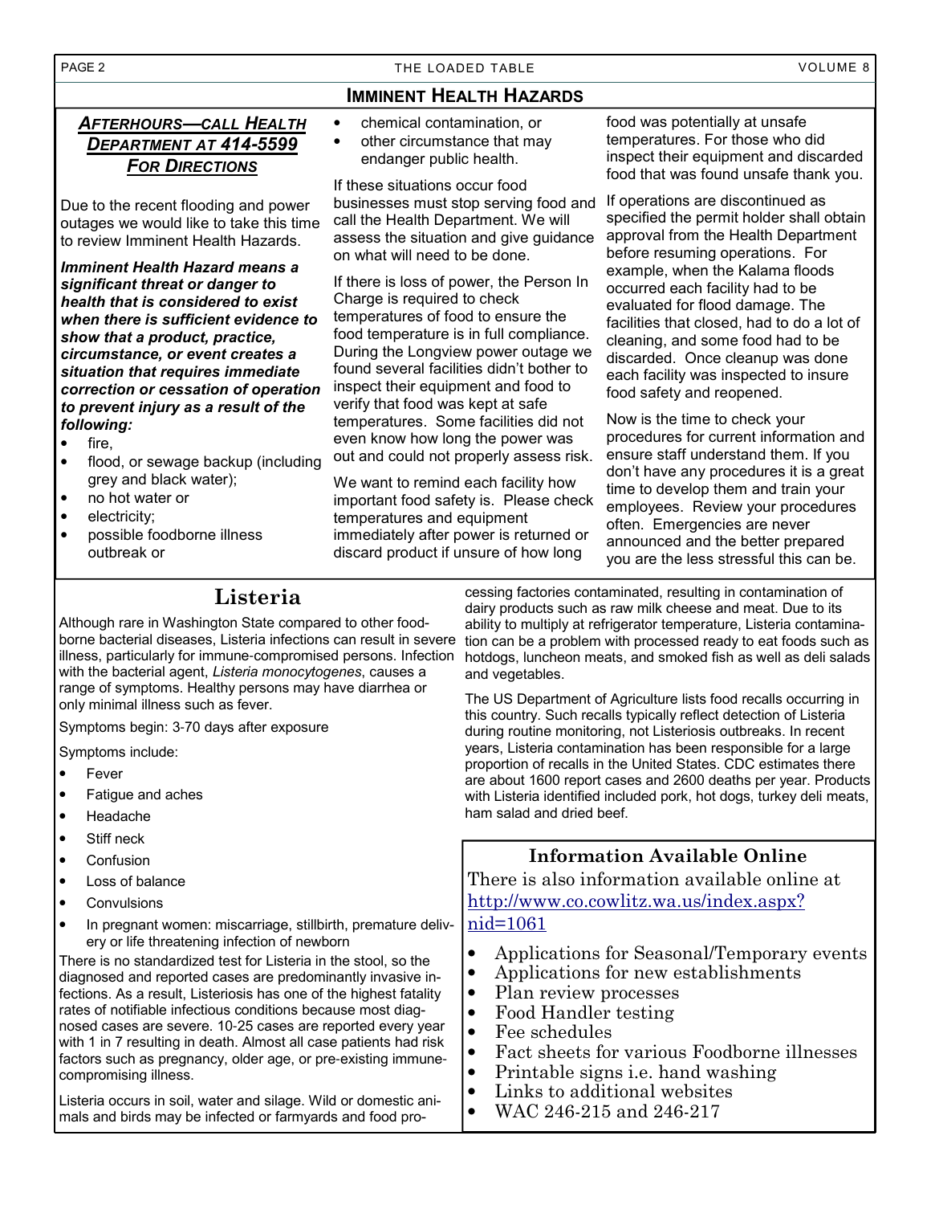## Imminent Health Hazards

***Afterhours—call Health Department at 414-5599 For Directions***

Due to the recent flooding and power outages we would like to take this time to review Imminent Health Hazards.

***Imminent Health Hazard means a significant threat or danger to health that is considered to exist when there is sufficient evidence to show that a product, practice, circumstance, or event creates a situation that requires immediate correction or cessation of operation to prevent injury as a result of the following:***

- fire,
- flood, or sewage backup (including grey and black water);
- no hot water or
- electricity;
- possible foodborne illness outbreak or
- chemical contamination, or
- other circumstance that may endanger public health.

If these situations occur food businesses must stop serving food and call the Health Department. We will assess the situation and give guidance on what will need to be done.

If there is loss of power, the Person In Charge is required to check temperatures of food to ensure the food temperature is in full compliance. During the Longview power outage we found several facilities didn't bother to inspect their equipment and food to verify that food was kept at safe temperatures. Some facilities did not even know how long the power was out and could not properly assess risk.

We want to remind each facility how important food safety is. Please check temperatures and equipment immediately after power is returned or discard product if unsure of how long food was potentially at unsafe temperatures. For those who did inspect their equipment and discarded food that was found unsafe thank you.

If operations are discontinued as specified the permit holder shall obtain approval from the Health Department before resuming operations. For example, when the Kalama floods occurred each facility had to be evaluated for flood damage. The facilities that closed, had to do a lot of cleaning, and some food had to be discarded. Once cleanup was done each facility was inspected to insure food safety and reopened.

Now is the time to check your procedures for current information and ensure staff understand them. If you don't have any procedures it is a great time to develop them and train your employees. Review your procedures often. Emergencies are never announced and the better prepared you are the less stressful this can be.

## Listeria

Although rare in Washington State compared to other foodborne bacterial diseases, Listeria infections can result in severe illness, particularly for immune-compromised persons. Infection with the bacterial agent, *Listeria monocytogenes*, causes a range of symptoms. Healthy persons may have diarrhea or only minimal illness such as fever.

Symptoms begin: 3-70 days after exposure

Symptoms include:

- Fever
- Fatigue and aches
- Headache
- Stiff neck
- Confusion
- Loss of balance
- Convulsions
- In pregnant women: miscarriage, stillbirth, premature delivery or life threatening infection of newborn

There is no standardized test for Listeria in the stool, so the diagnosed and reported cases are predominantly invasive infections. As a result, Listeriosis has one of the highest fatality rates of notifiable infectious conditions because most diagnosed cases are severe. 10-25 cases are reported every year with 1 in 7 resulting in death. Almost all case patients had risk factors such as pregnancy, older age, or pre-existing immune-compromising illness.

Listeria occurs in soil, water and silage. Wild or domestic animals and birds may be infected or farmyards and food processing factories contaminated, resulting in contamination of dairy products such as raw milk cheese and meat. Due to its ability to multiply at refrigerator temperature, Listeria contamination can be a problem with processed ready to eat foods such as hotdogs, luncheon meats, and smoked fish as well as deli salads and vegetables.

The US Department of Agriculture lists food recalls occurring in this country. Such recalls typically reflect detection of Listeria during routine monitoring, not Listeriosis outbreaks. In recent years, Listeria contamination has been responsible for a large proportion of recalls in the United States. CDC estimates there are about 1600 report cases and 2600 deaths per year. Products with Listeria identified included pork, hot dogs, turkey deli meats, ham salad and dried beef.

## Information Available Online

There is also information available online at http://www.co.cowlitz.wa.us/index.aspx?nid=1061

- Applications for Seasonal/Temporary events
- Applications for new establishments
- Plan review processes
- Food Handler testing
- Fee schedules
- Fact sheets for various Foodborne illnesses
- Printable signs i.e. hand washing
- Links to additional websites
- WAC 246-215 and 246-217